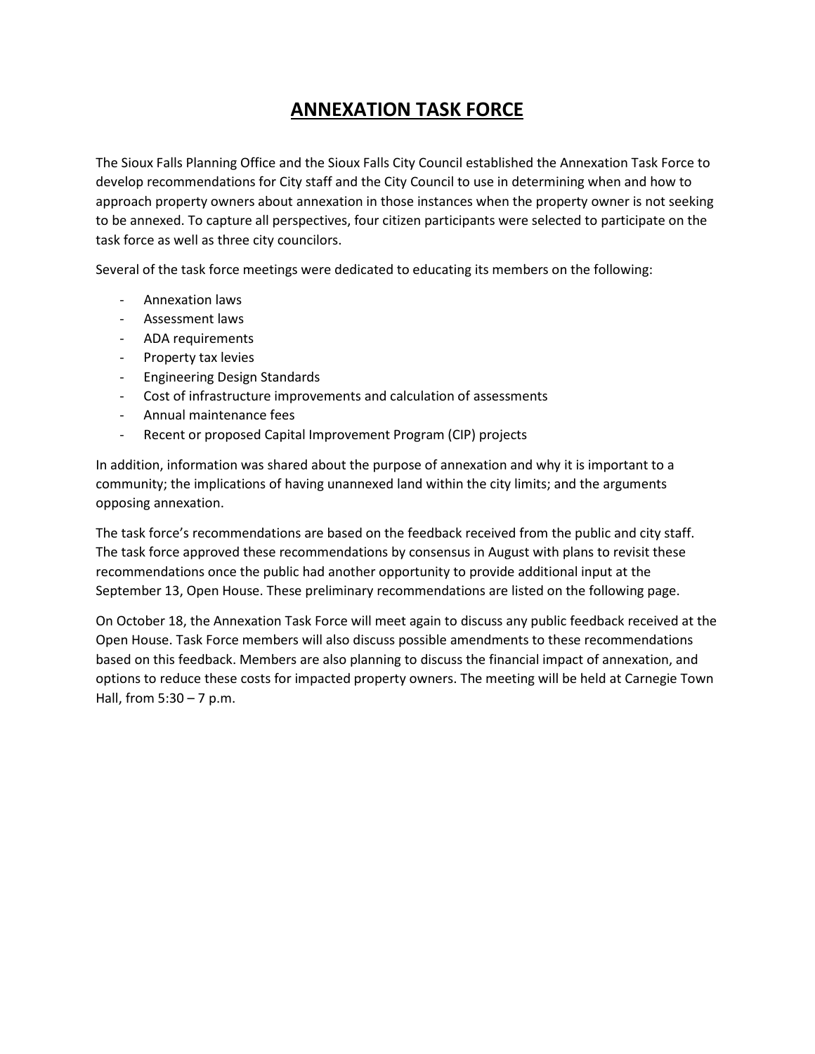# ANNEXATION TASK FORCE

The Sioux Falls Planning Office and the Sioux Falls City Council established the Annexation Task Force to develop recommendations for City staff and the City Council to use in determining when and how to approach property owners about annexation in those instances when the property owner is not seeking to be annexed. To capture all perspectives, four citizen participants were selected to participate on the task force as well as three city councilors.

Several of the task force meetings were dedicated to educating its members on the following:

- Annexation laws
- Assessment laws
- ADA requirements
- Property tax levies
- Engineering Design Standards
- Cost of infrastructure improvements and calculation of assessments
- Annual maintenance fees
- Recent or proposed Capital Improvement Program (CIP) projects

In addition, information was shared about the purpose of annexation and why it is important to a community; the implications of having unannexed land within the city limits; and the arguments opposing annexation.

The task force's recommendations are based on the feedback received from the public and city staff. The task force approved these recommendations by consensus in August with plans to revisit these recommendations once the public had another opportunity to provide additional input at the September 13, Open House. These preliminary recommendations are listed on the following page.

On October 18, the Annexation Task Force will meet again to discuss any public feedback received at the Open House. Task Force members will also discuss possible amendments to these recommendations based on this feedback. Members are also planning to discuss the financial impact of annexation, and options to reduce these costs for impacted property owners. The meeting will be held at Carnegie Town Hall, from 5:30 – 7 p.m.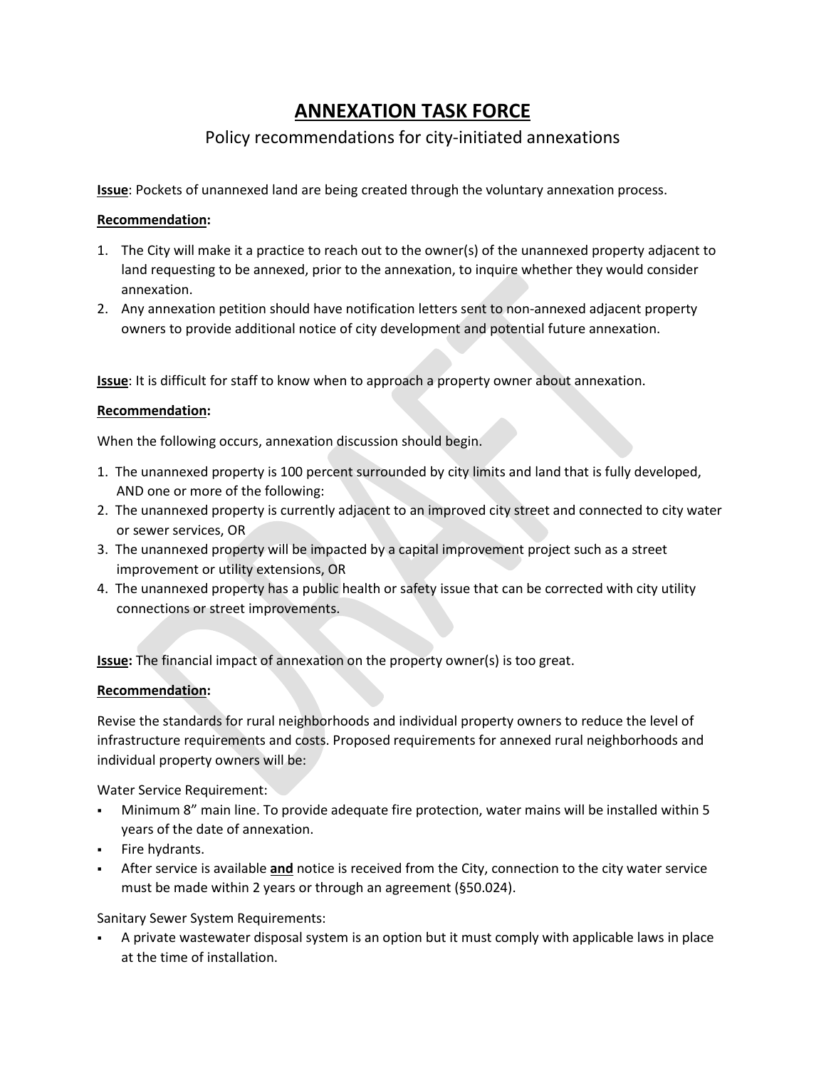# ANNEXATION TASK FORCE

## Policy recommendations for city-initiated annexations

**Issue**: Pockets of unannexed land are being created through the voluntary annexation process.

**Recommendation:**

1. The City will make it a practice to reach out to the owner(s) of the unannexed property adjacent to land requesting to be annexed, prior to the annexation, to inquire whether they would consider annexation.
2. Any annexation petition should have notification letters sent to non-annexed adjacent property owners to provide additional notice of city development and potential future annexation.

**Issue**: It is difficult for staff to know when to approach a property owner about annexation.

**Recommendation:**

When the following occurs, annexation discussion should begin.

1. The unannexed property is 100 percent surrounded by city limits and land that is fully developed, AND one or more of the following:
2. The unannexed property is currently adjacent to an improved city street and connected to city water or sewer services, OR
3. The unannexed property will be impacted by a capital improvement project such as a street improvement or utility extensions, OR
4. The unannexed property has a public health or safety issue that can be corrected with city utility connections or street improvements.

**Issue:** The financial impact of annexation on the property owner(s) is too great.

**Recommendation:**

Revise the standards for rural neighborhoods and individual property owners to reduce the level of infrastructure requirements and costs. Proposed requirements for annexed rural neighborhoods and individual property owners will be:

Water Service Requirement:

- Minimum 8" main line. To provide adequate fire protection, water mains will be installed within 5 years of the date of annexation.
- Fire hydrants.
- After service is available **and** notice is received from the City, connection to the city water service must be made within 2 years or through an agreement (§50.024).

Sanitary Sewer System Requirements:

- A private wastewater disposal system is an option but it must comply with applicable laws in place at the time of installation.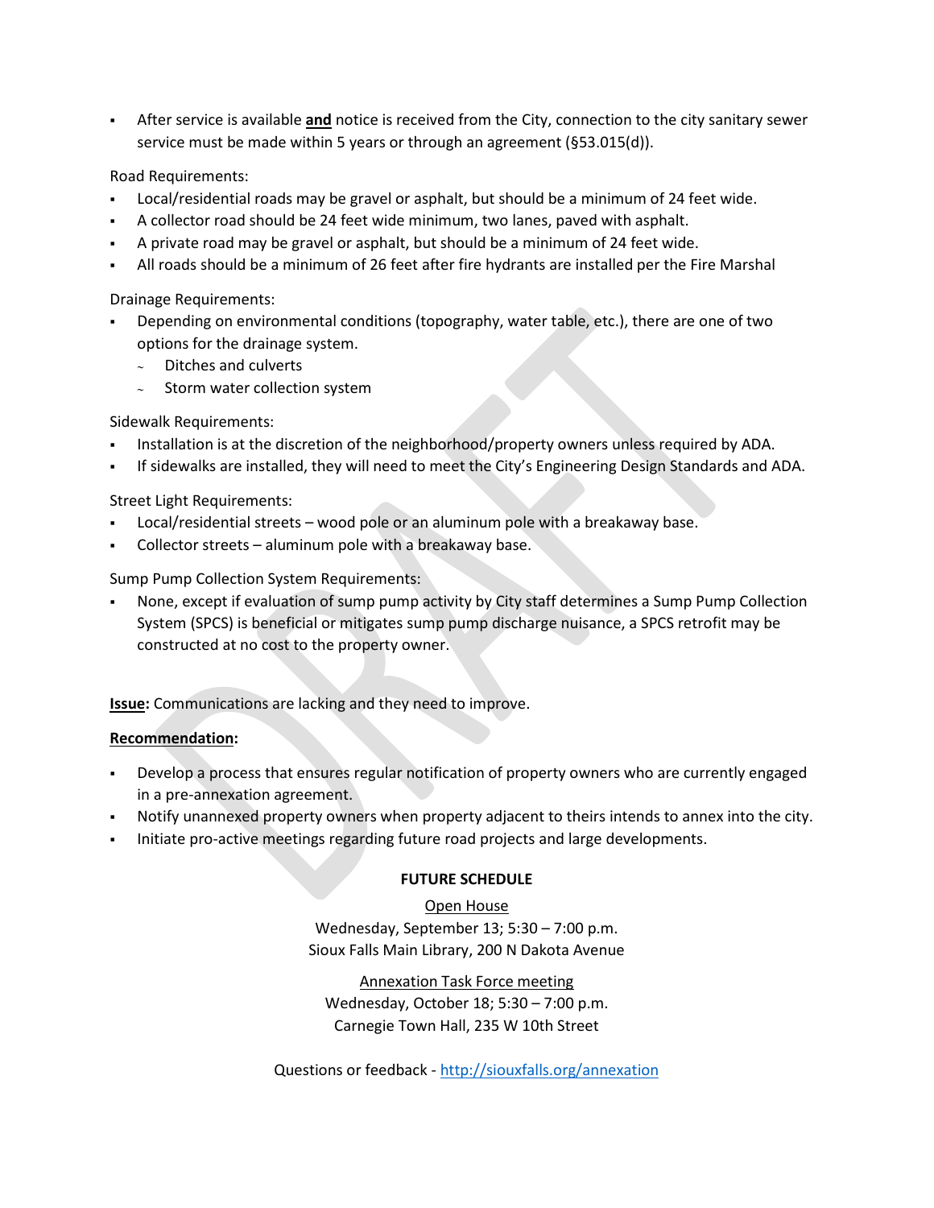- After service is available **and** notice is received from the City, connection to the city sanitary sewer service must be made within 5 years or through an agreement (§53.015(d)).

Road Requirements:

- Local/residential roads may be gravel or asphalt, but should be a minimum of 24 feet wide.
- A collector road should be 24 feet wide minimum, two lanes, paved with asphalt.
- A private road may be gravel or asphalt, but should be a minimum of 24 feet wide.
- All roads should be a minimum of 26 feet after fire hydrants are installed per the Fire Marshal

Drainage Requirements:

- Depending on environmental conditions (topography, water table, etc.), there are one of two options for the drainage system.
  - Ditches and culverts
  - Storm water collection system

Sidewalk Requirements:

- Installation is at the discretion of the neighborhood/property owners unless required by ADA.
- If sidewalks are installed, they will need to meet the City's Engineering Design Standards and ADA.

Street Light Requirements:

- Local/residential streets – wood pole or an aluminum pole with a breakaway base.
- Collector streets – aluminum pole with a breakaway base.

Sump Pump Collection System Requirements:

- None, except if evaluation of sump pump activity by City staff determines a Sump Pump Collection System (SPCS) is beneficial or mitigates sump pump discharge nuisance, a SPCS retrofit may be constructed at no cost to the property owner.

**Issue:** Communications are lacking and they need to improve.

**Recommendation:**

- Develop a process that ensures regular notification of property owners who are currently engaged in a pre-annexation agreement.
- Notify unannexed property owners when property adjacent to theirs intends to annex into the city.
- Initiate pro-active meetings regarding future road projects and large developments.

**FUTURE SCHEDULE**

Open House
Wednesday, September 13; 5:30 – 7:00 p.m.
Sioux Falls Main Library, 200 N Dakota Avenue

Annexation Task Force meeting
Wednesday, October 18; 5:30 – 7:00 p.m.
Carnegie Town Hall, 235 W 10th Street

Questions or feedback - http://siouxfalls.org/annexation